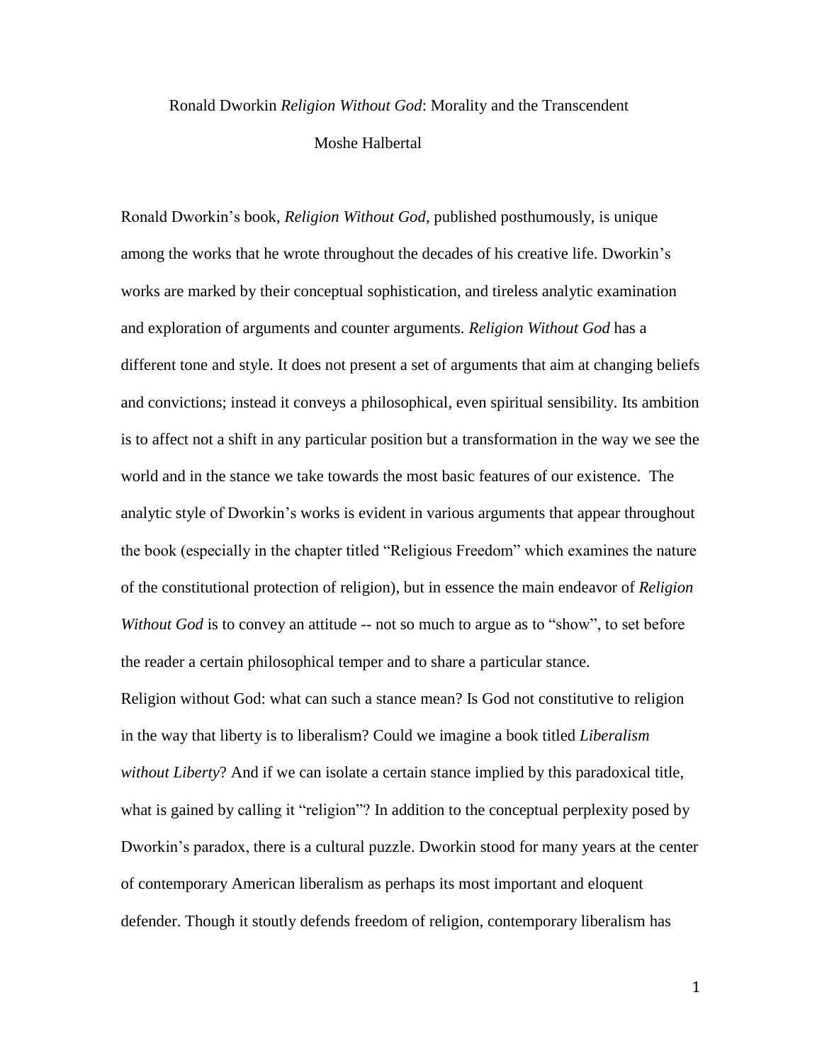Ronald Dworkin *Religion Without God*: Morality and the Transcendent

Moshe Halbertal

Ronald Dworkin's book, *Religion Without God*, published posthumously, is unique among the works that he wrote throughout the decades of his creative life. Dworkin's works are marked by their conceptual sophistication, and tireless analytic examination and exploration of arguments and counter arguments. *Religion Without God* has a different tone and style. It does not present a set of arguments that aim at changing beliefs and convictions; instead it conveys a philosophical, even spiritual sensibility. Its ambition is to affect not a shift in any particular position but a transformation in the way we see the world and in the stance we take towards the most basic features of our existence. The analytic style of Dworkin's works is evident in various arguments that appear throughout the book (especially in the chapter titled "Religious Freedom" which examines the nature of the constitutional protection of religion), but in essence the main endeavor of *Religion Without God* is to convey an attitude -- not so much to argue as to "show", to set before the reader a certain philosophical temper and to share a particular stance.

Religion without God: what can such a stance mean? Is God not constitutive to religion in the way that liberty is to liberalism? Could we imagine a book titled *Liberalism without Liberty*? And if we can isolate a certain stance implied by this paradoxical title, what is gained by calling it "religion"? In addition to the conceptual perplexity posed by Dworkin's paradox, there is a cultural puzzle. Dworkin stood for many years at the center of contemporary American liberalism as perhaps its most important and eloquent defender. Though it stoutly defends freedom of religion, contemporary liberalism has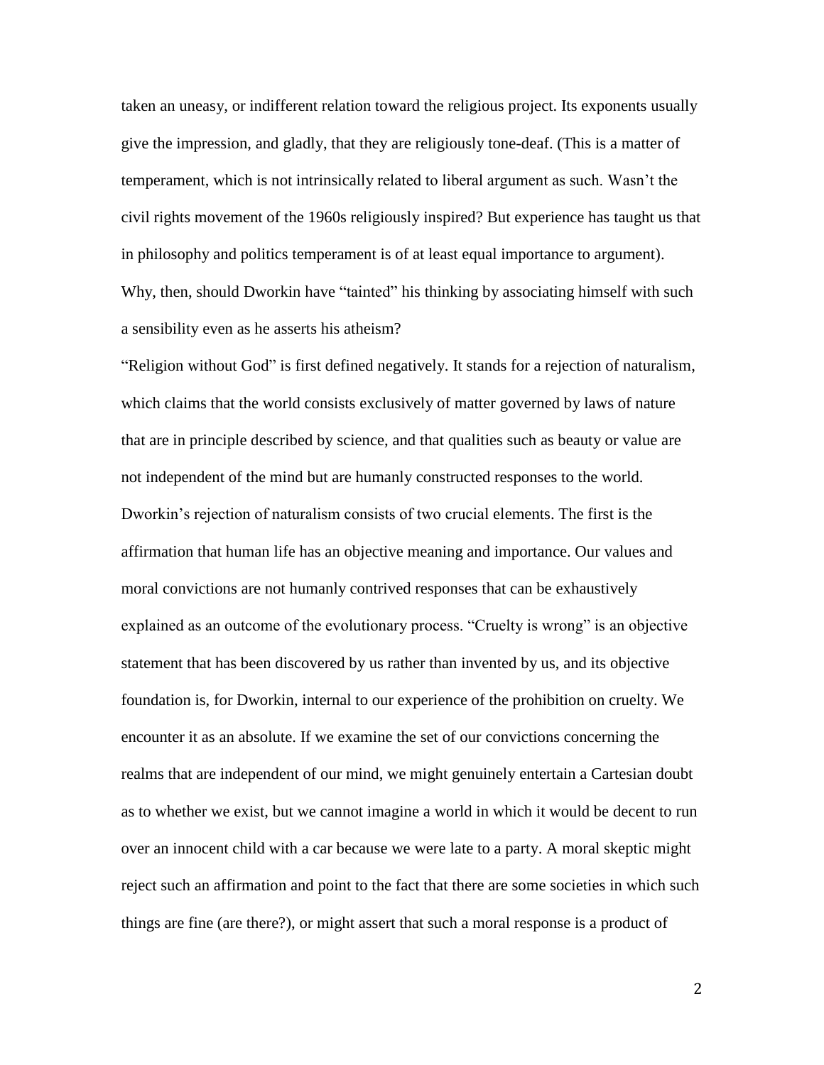taken an uneasy, or indifferent relation toward the religious project. Its exponents usually give the impression, and gladly, that they are religiously tone-deaf. (This is a matter of temperament, which is not intrinsically related to liberal argument as such. Wasn't the civil rights movement of the 1960s religiously inspired? But experience has taught us that in philosophy and politics temperament is of at least equal importance to argument). Why, then, should Dworkin have "tainted" his thinking by associating himself with such a sensibility even as he asserts his atheism?

"Religion without God" is first defined negatively. It stands for a rejection of naturalism, which claims that the world consists exclusively of matter governed by laws of nature that are in principle described by science, and that qualities such as beauty or value are not independent of the mind but are humanly constructed responses to the world. Dworkin's rejection of naturalism consists of two crucial elements. The first is the affirmation that human life has an objective meaning and importance. Our values and moral convictions are not humanly contrived responses that can be exhaustively explained as an outcome of the evolutionary process. "Cruelty is wrong" is an objective statement that has been discovered by us rather than invented by us, and its objective foundation is, for Dworkin, internal to our experience of the prohibition on cruelty. We encounter it as an absolute. If we examine the set of our convictions concerning the realms that are independent of our mind, we might genuinely entertain a Cartesian doubt as to whether we exist, but we cannot imagine a world in which it would be decent to run over an innocent child with a car because we were late to a party. A moral skeptic might reject such an affirmation and point to the fact that there are some societies in which such things are fine (are there?), or might assert that such a moral response is a product of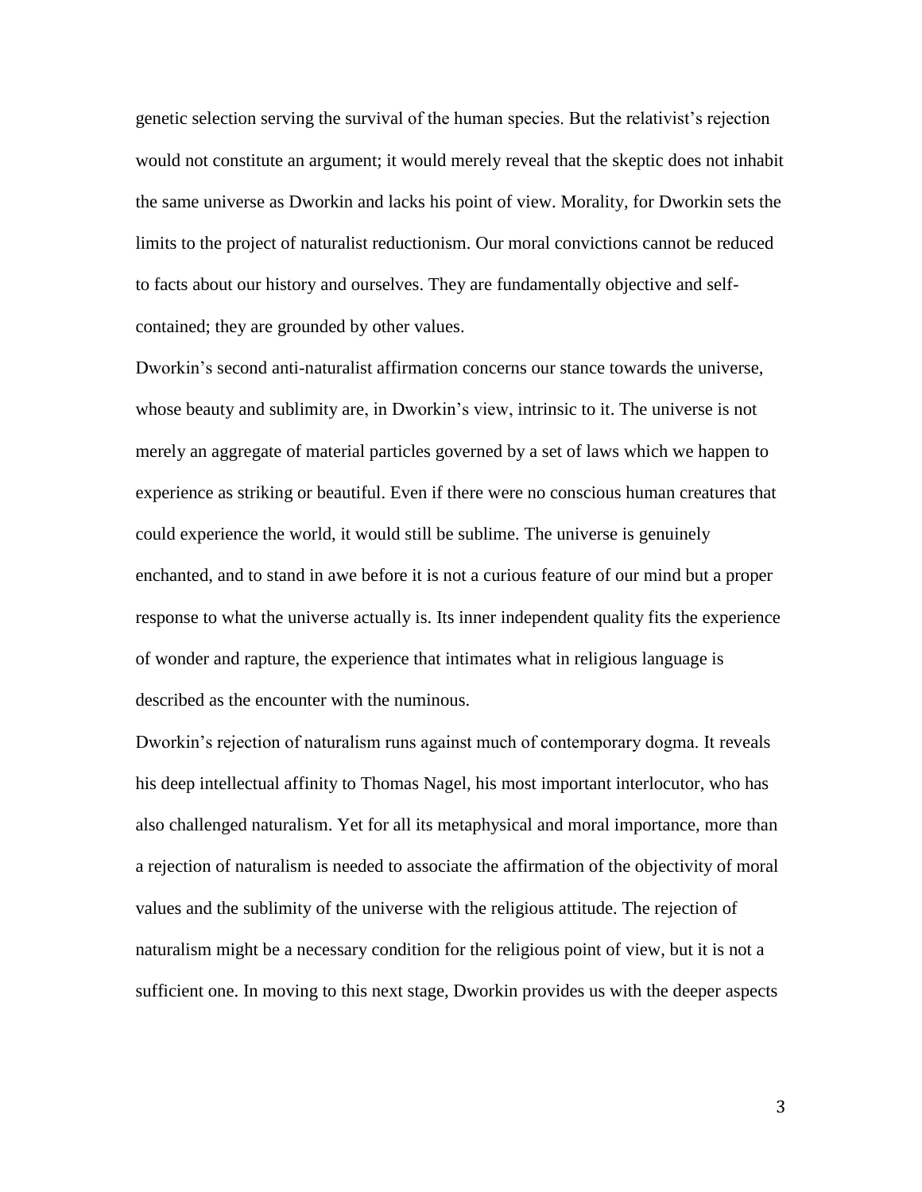genetic selection serving the survival of the human species. But the relativist's rejection would not constitute an argument; it would merely reveal that the skeptic does not inhabit the same universe as Dworkin and lacks his point of view. Morality, for Dworkin sets the limits to the project of naturalist reductionism. Our moral convictions cannot be reduced to facts about our history and ourselves. They are fundamentally objective and self-contained; they are grounded by other values.

Dworkin's second anti-naturalist affirmation concerns our stance towards the universe, whose beauty and sublimity are, in Dworkin's view, intrinsic to it. The universe is not merely an aggregate of material particles governed by a set of laws which we happen to experience as striking or beautiful. Even if there were no conscious human creatures that could experience the world, it would still be sublime. The universe is genuinely enchanted, and to stand in awe before it is not a curious feature of our mind but a proper response to what the universe actually is. Its inner independent quality fits the experience of wonder and rapture, the experience that intimates what in religious language is described as the encounter with the numinous.

Dworkin's rejection of naturalism runs against much of contemporary dogma. It reveals his deep intellectual affinity to Thomas Nagel, his most important interlocutor, who has also challenged naturalism. Yet for all its metaphysical and moral importance, more than a rejection of naturalism is needed to associate the affirmation of the objectivity of moral values and the sublimity of the universe with the religious attitude. The rejection of naturalism might be a necessary condition for the religious point of view, but it is not a sufficient one. In moving to this next stage, Dworkin provides us with the deeper aspects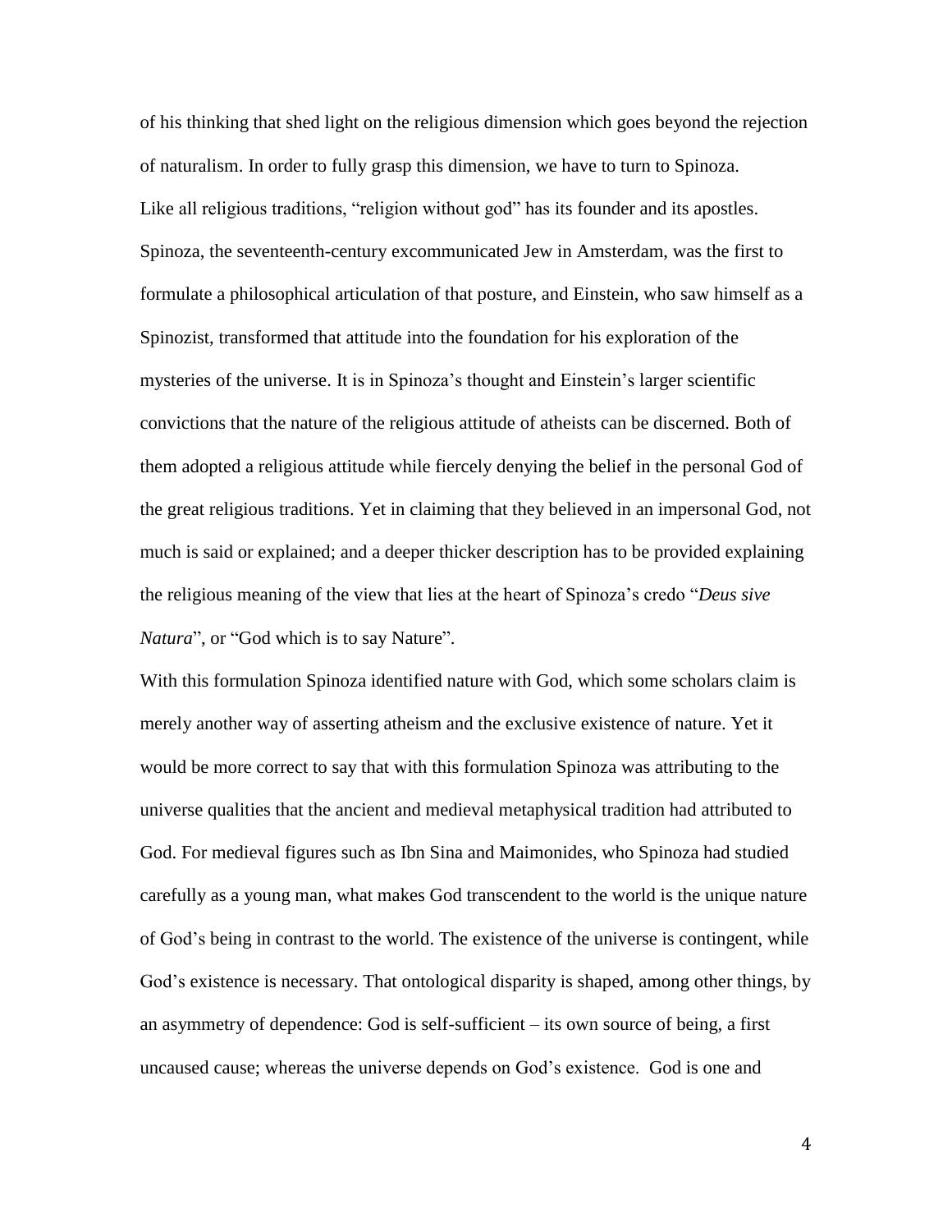of his thinking that shed light on the religious dimension which goes beyond the rejection of naturalism. In order to fully grasp this dimension, we have to turn to Spinoza.

Like all religious traditions, "religion without god" has its founder and its apostles. Spinoza, the seventeenth-century excommunicated Jew in Amsterdam, was the first to formulate a philosophical articulation of that posture, and Einstein, who saw himself as a Spinozist, transformed that attitude into the foundation for his exploration of the mysteries of the universe. It is in Spinoza's thought and Einstein's larger scientific convictions that the nature of the religious attitude of atheists can be discerned. Both of them adopted a religious attitude while fiercely denying the belief in the personal God of the great religious traditions. Yet in claiming that they believed in an impersonal God, not much is said or explained; and a deeper thicker description has to be provided explaining the religious meaning of the view that lies at the heart of Spinoza's credo "*Deus sive Natura*", or "God which is to say Nature".

With this formulation Spinoza identified nature with God, which some scholars claim is merely another way of asserting atheism and the exclusive existence of nature. Yet it would be more correct to say that with this formulation Spinoza was attributing to the universe qualities that the ancient and medieval metaphysical tradition had attributed to God. For medieval figures such as Ibn Sina and Maimonides, who Spinoza had studied carefully as a young man, what makes God transcendent to the world is the unique nature of God's being in contrast to the world. The existence of the universe is contingent, while God's existence is necessary. That ontological disparity is shaped, among other things, by an asymmetry of dependence: God is self-sufficient – its own source of being, a first uncaused cause; whereas the universe depends on God's existence. God is one and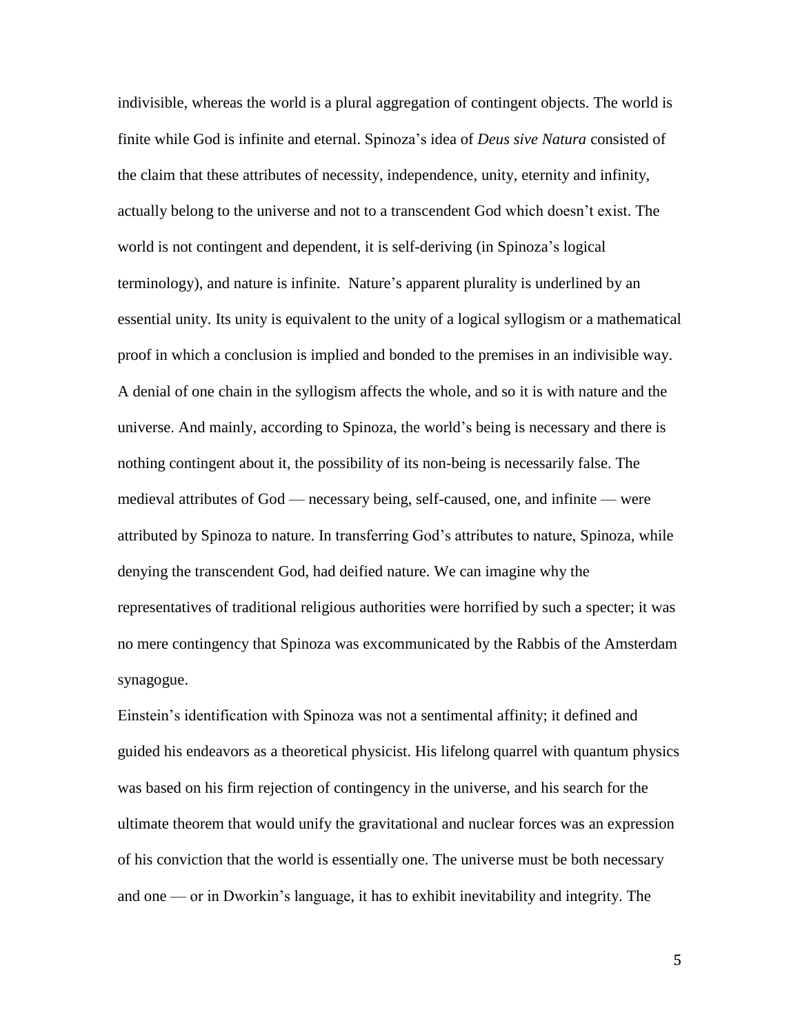indivisible, whereas the world is a plural aggregation of contingent objects. The world is finite while God is infinite and eternal. Spinoza's idea of *Deus sive Natura* consisted of the claim that these attributes of necessity, independence, unity, eternity and infinity, actually belong to the universe and not to a transcendent God which doesn't exist. The world is not contingent and dependent, it is self-deriving (in Spinoza's logical terminology), and nature is infinite. Nature's apparent plurality is underlined by an essential unity. Its unity is equivalent to the unity of a logical syllogism or a mathematical proof in which a conclusion is implied and bonded to the premises in an indivisible way. A denial of one chain in the syllogism affects the whole, and so it is with nature and the universe. And mainly, according to Spinoza, the world's being is necessary and there is nothing contingent about it, the possibility of its non-being is necessarily false. The medieval attributes of God — necessary being, self-caused, one, and infinite — were attributed by Spinoza to nature. In transferring God's attributes to nature, Spinoza, while denying the transcendent God, had deified nature. We can imagine why the representatives of traditional religious authorities were horrified by such a specter; it was no mere contingency that Spinoza was excommunicated by the Rabbis of the Amsterdam synagogue.

Einstein's identification with Spinoza was not a sentimental affinity; it defined and guided his endeavors as a theoretical physicist. His lifelong quarrel with quantum physics was based on his firm rejection of contingency in the universe, and his search for the ultimate theorem that would unify the gravitational and nuclear forces was an expression of his conviction that the world is essentially one. The universe must be both necessary and one — or in Dworkin's language, it has to exhibit inevitability and integrity. The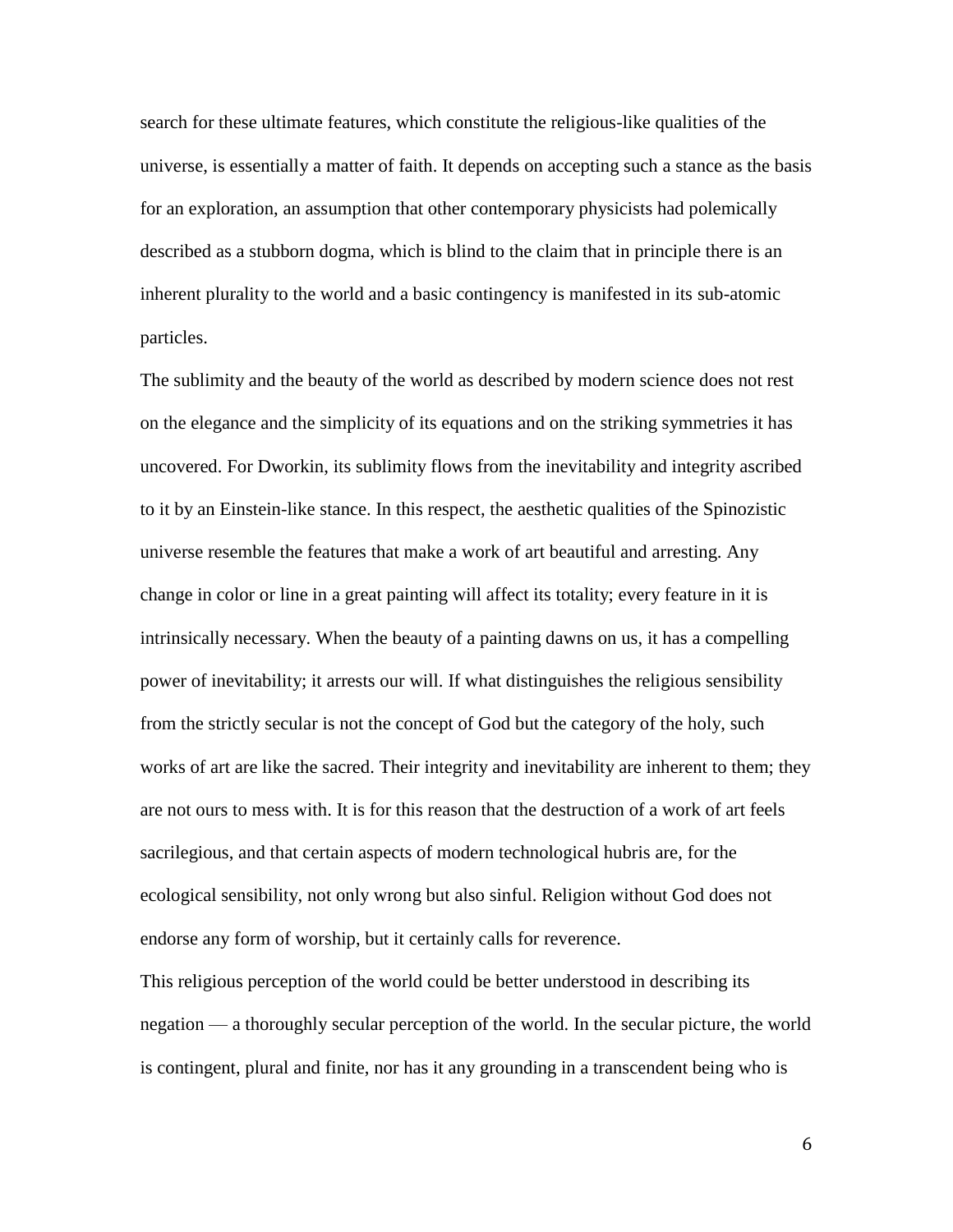search for these ultimate features, which constitute the religious-like qualities of the universe, is essentially a matter of faith. It depends on accepting such a stance as the basis for an exploration, an assumption that other contemporary physicists had polemically described as a stubborn dogma, which is blind to the claim that in principle there is an inherent plurality to the world and a basic contingency is manifested in its sub-atomic particles.

The sublimity and the beauty of the world as described by modern science does not rest on the elegance and the simplicity of its equations and on the striking symmetries it has uncovered. For Dworkin, its sublimity flows from the inevitability and integrity ascribed to it by an Einstein-like stance. In this respect, the aesthetic qualities of the Spinozistic universe resemble the features that make a work of art beautiful and arresting. Any change in color or line in a great painting will affect its totality; every feature in it is intrinsically necessary. When the beauty of a painting dawns on us, it has a compelling power of inevitability; it arrests our will. If what distinguishes the religious sensibility from the strictly secular is not the concept of God but the category of the holy, such works of art are like the sacred. Their integrity and inevitability are inherent to them; they are not ours to mess with. It is for this reason that the destruction of a work of art feels sacrilegious, and that certain aspects of modern technological hubris are, for the ecological sensibility, not only wrong but also sinful. Religion without God does not endorse any form of worship, but it certainly calls for reverence.

This religious perception of the world could be better understood in describing its negation — a thoroughly secular perception of the world. In the secular picture, the world is contingent, plural and finite, nor has it any grounding in a transcendent being who is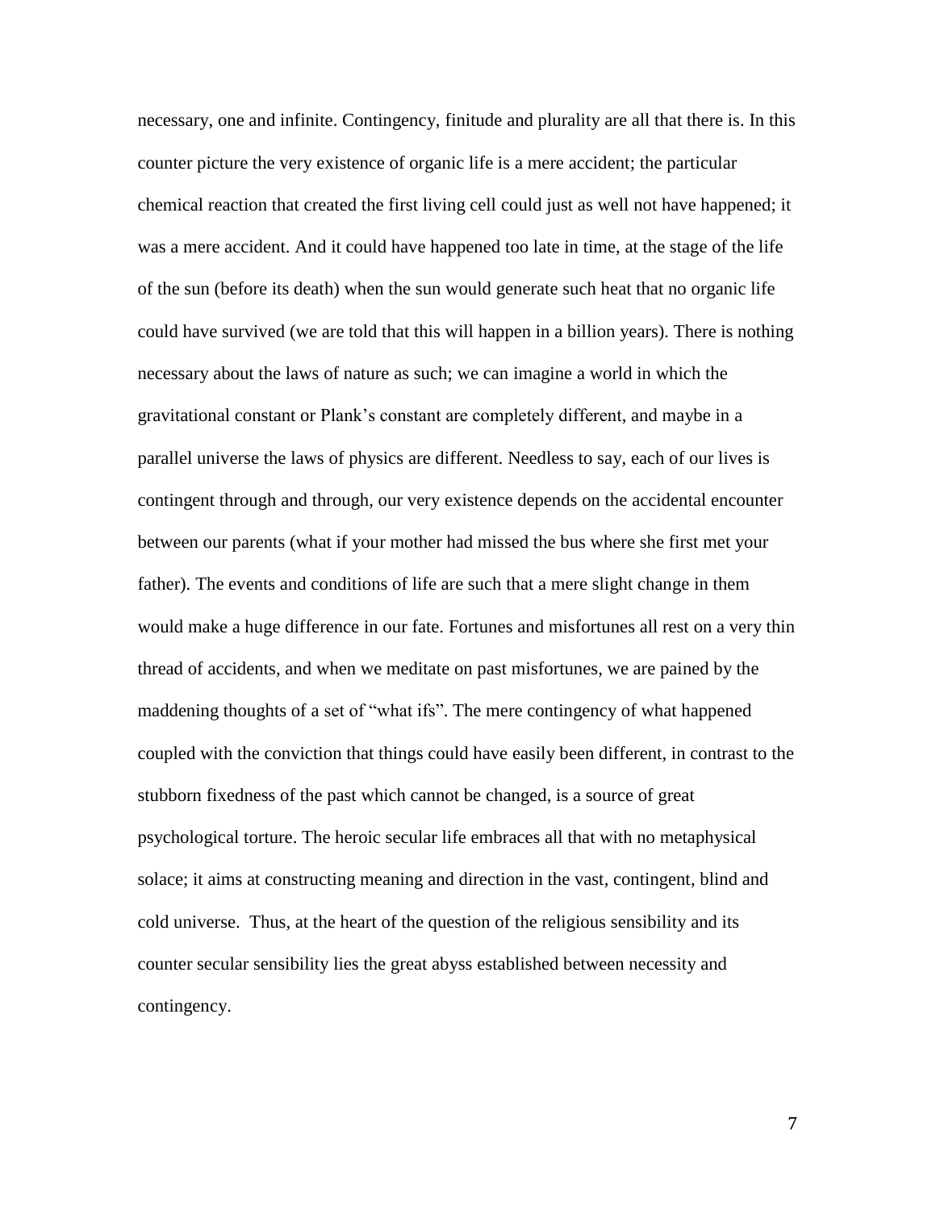necessary, one and infinite. Contingency, finitude and plurality are all that there is. In this counter picture the very existence of organic life is a mere accident; the particular chemical reaction that created the first living cell could just as well not have happened; it was a mere accident. And it could have happened too late in time, at the stage of the life of the sun (before its death) when the sun would generate such heat that no organic life could have survived (we are told that this will happen in a billion years). There is nothing necessary about the laws of nature as such; we can imagine a world in which the gravitational constant or Plank's constant are completely different, and maybe in a parallel universe the laws of physics are different. Needless to say, each of our lives is contingent through and through, our very existence depends on the accidental encounter between our parents (what if your mother had missed the bus where she first met your father). The events and conditions of life are such that a mere slight change in them would make a huge difference in our fate. Fortunes and misfortunes all rest on a very thin thread of accidents, and when we meditate on past misfortunes, we are pained by the maddening thoughts of a set of "what ifs". The mere contingency of what happened coupled with the conviction that things could have easily been different, in contrast to the stubborn fixedness of the past which cannot be changed, is a source of great psychological torture. The heroic secular life embraces all that with no metaphysical solace; it aims at constructing meaning and direction in the vast, contingent, blind and cold universe. Thus, at the heart of the question of the religious sensibility and its counter secular sensibility lies the great abyss established between necessity and contingency.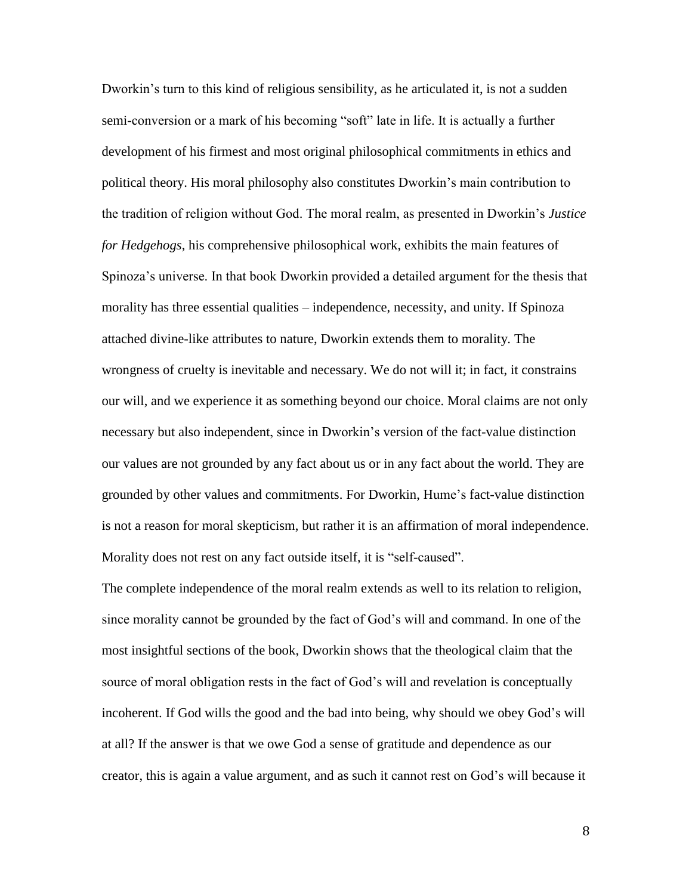Dworkin's turn to this kind of religious sensibility, as he articulated it, is not a sudden semi-conversion or a mark of his becoming "soft" late in life. It is actually a further development of his firmest and most original philosophical commitments in ethics and political theory. His moral philosophy also constitutes Dworkin's main contribution to the tradition of religion without God. The moral realm, as presented in Dworkin's *Justice for Hedgehogs*, his comprehensive philosophical work, exhibits the main features of Spinoza's universe. In that book Dworkin provided a detailed argument for the thesis that morality has three essential qualities – independence, necessity, and unity. If Spinoza attached divine-like attributes to nature, Dworkin extends them to morality. The wrongness of cruelty is inevitable and necessary. We do not will it; in fact, it constrains our will, and we experience it as something beyond our choice. Moral claims are not only necessary but also independent, since in Dworkin's version of the fact-value distinction our values are not grounded by any fact about us or in any fact about the world. They are grounded by other values and commitments. For Dworkin, Hume's fact-value distinction is not a reason for moral skepticism, but rather it is an affirmation of moral independence. Morality does not rest on any fact outside itself, it is "self-caused".

The complete independence of the moral realm extends as well to its relation to religion, since morality cannot be grounded by the fact of God's will and command. In one of the most insightful sections of the book, Dworkin shows that the theological claim that the source of moral obligation rests in the fact of God's will and revelation is conceptually incoherent. If God wills the good and the bad into being, why should we obey God's will at all? If the answer is that we owe God a sense of gratitude and dependence as our creator, this is again a value argument, and as such it cannot rest on God's will because it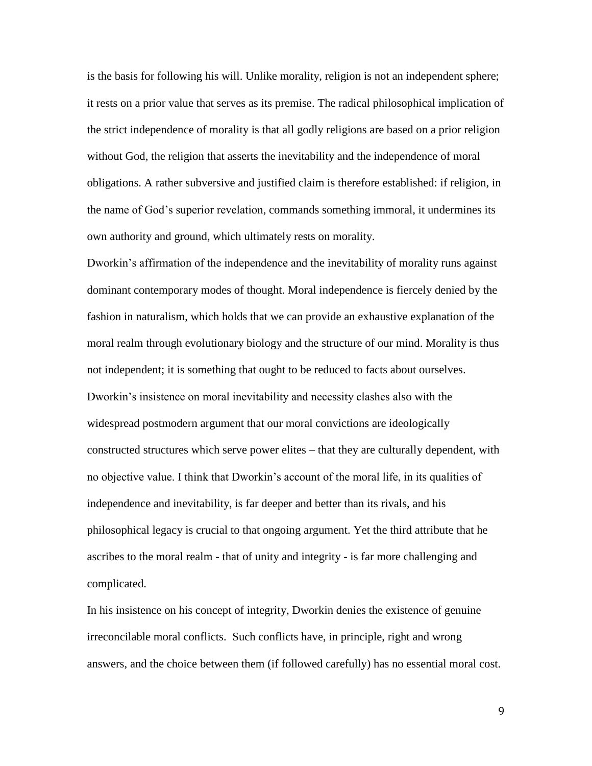is the basis for following his will. Unlike morality, religion is not an independent sphere; it rests on a prior value that serves as its premise. The radical philosophical implication of the strict independence of morality is that all godly religions are based on a prior religion without God, the religion that asserts the inevitability and the independence of moral obligations. A rather subversive and justified claim is therefore established: if religion, in the name of God's superior revelation, commands something immoral, it undermines its own authority and ground, which ultimately rests on morality.

Dworkin's affirmation of the independence and the inevitability of morality runs against dominant contemporary modes of thought. Moral independence is fiercely denied by the fashion in naturalism, which holds that we can provide an exhaustive explanation of the moral realm through evolutionary biology and the structure of our mind. Morality is thus not independent; it is something that ought to be reduced to facts about ourselves. Dworkin's insistence on moral inevitability and necessity clashes also with the widespread postmodern argument that our moral convictions are ideologically constructed structures which serve power elites – that they are culturally dependent, with no objective value. I think that Dworkin's account of the moral life, in its qualities of independence and inevitability, is far deeper and better than its rivals, and his philosophical legacy is crucial to that ongoing argument. Yet the third attribute that he ascribes to the moral realm - that of unity and integrity - is far more challenging and complicated.

In his insistence on his concept of integrity, Dworkin denies the existence of genuine irreconcilable moral conflicts. Such conflicts have, in principle, right and wrong answers, and the choice between them (if followed carefully) has no essential moral cost.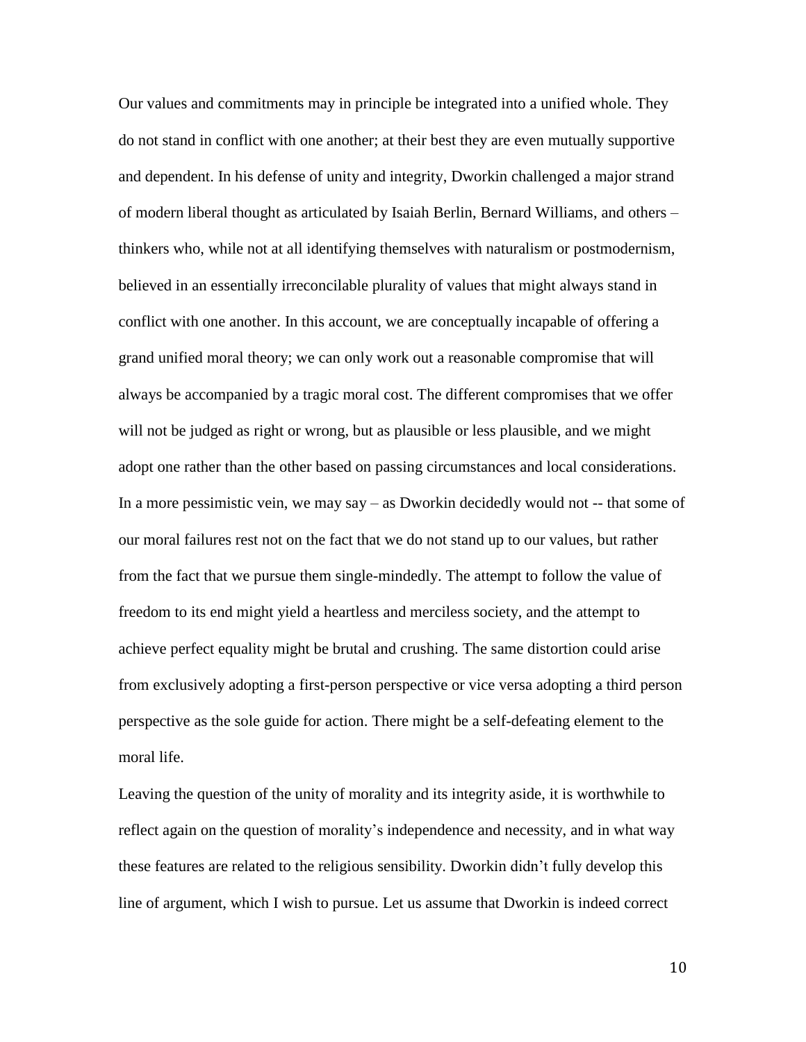Our values and commitments may in principle be integrated into a unified whole. They do not stand in conflict with one another; at their best they are even mutually supportive and dependent. In his defense of unity and integrity, Dworkin challenged a major strand of modern liberal thought as articulated by Isaiah Berlin, Bernard Williams, and others – thinkers who, while not at all identifying themselves with naturalism or postmodernism, believed in an essentially irreconcilable plurality of values that might always stand in conflict with one another. In this account, we are conceptually incapable of offering a grand unified moral theory; we can only work out a reasonable compromise that will always be accompanied by a tragic moral cost. The different compromises that we offer will not be judged as right or wrong, but as plausible or less plausible, and we might adopt one rather than the other based on passing circumstances and local considerations. In a more pessimistic vein, we may say – as Dworkin decidedly would not -- that some of our moral failures rest not on the fact that we do not stand up to our values, but rather from the fact that we pursue them single-mindedly. The attempt to follow the value of freedom to its end might yield a heartless and merciless society, and the attempt to achieve perfect equality might be brutal and crushing. The same distortion could arise from exclusively adopting a first-person perspective or vice versa adopting a third person perspective as the sole guide for action. There might be a self-defeating element to the moral life.

Leaving the question of the unity of morality and its integrity aside, it is worthwhile to reflect again on the question of morality's independence and necessity, and in what way these features are related to the religious sensibility. Dworkin didn't fully develop this line of argument, which I wish to pursue. Let us assume that Dworkin is indeed correct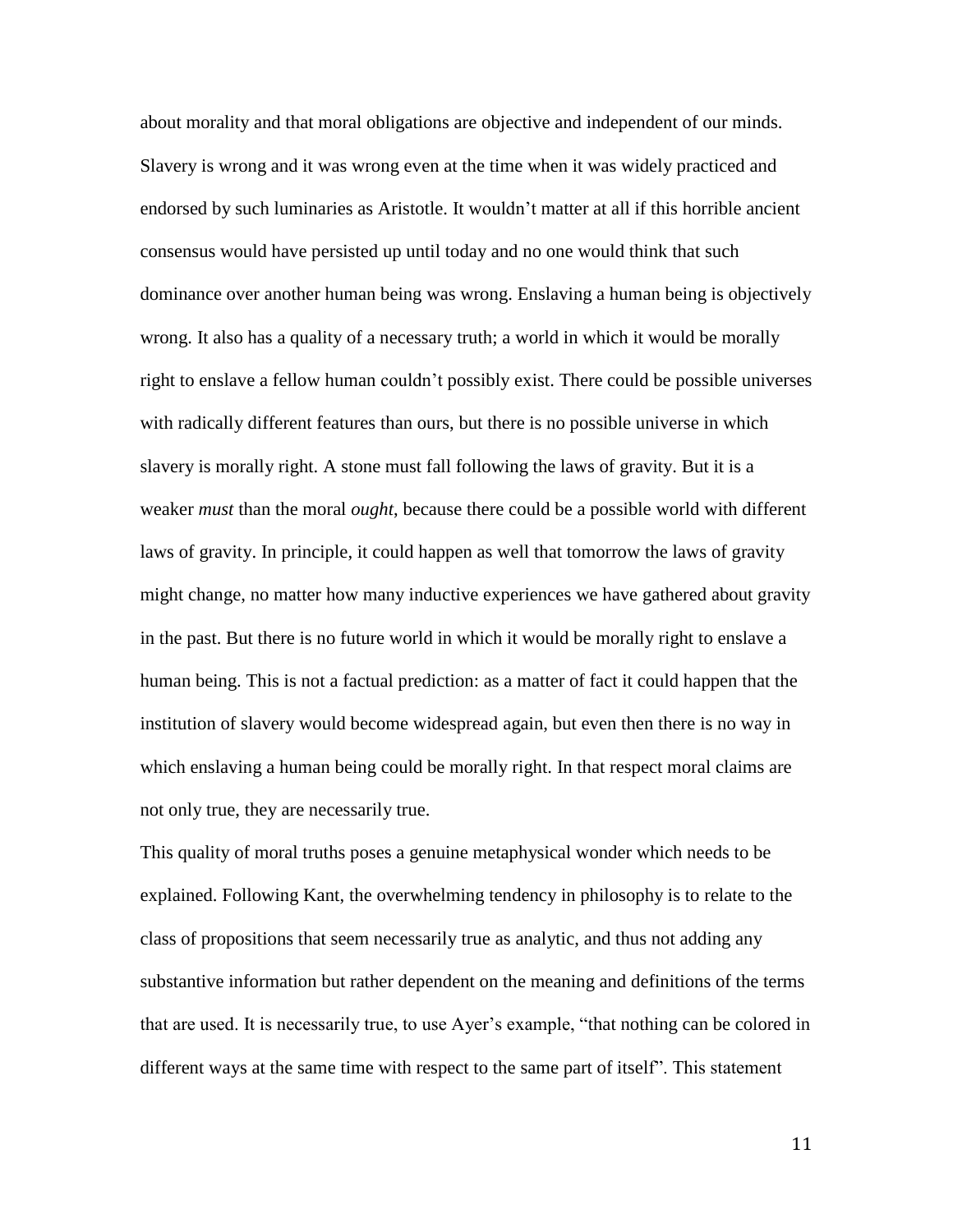about morality and that moral obligations are objective and independent of our minds. Slavery is wrong and it was wrong even at the time when it was widely practiced and endorsed by such luminaries as Aristotle. It wouldn't matter at all if this horrible ancient consensus would have persisted up until today and no one would think that such dominance over another human being was wrong. Enslaving a human being is objectively wrong. It also has a quality of a necessary truth; a world in which it would be morally right to enslave a fellow human couldn't possibly exist. There could be possible universes with radically different features than ours, but there is no possible universe in which slavery is morally right. A stone must fall following the laws of gravity. But it is a weaker *must* than the moral *ought*, because there could be a possible world with different laws of gravity. In principle, it could happen as well that tomorrow the laws of gravity might change, no matter how many inductive experiences we have gathered about gravity in the past. But there is no future world in which it would be morally right to enslave a human being. This is not a factual prediction: as a matter of fact it could happen that the institution of slavery would become widespread again, but even then there is no way in which enslaving a human being could be morally right. In that respect moral claims are not only true, they are necessarily true.

This quality of moral truths poses a genuine metaphysical wonder which needs to be explained. Following Kant, the overwhelming tendency in philosophy is to relate to the class of propositions that seem necessarily true as analytic, and thus not adding any substantive information but rather dependent on the meaning and definitions of the terms that are used. It is necessarily true, to use Ayer's example, "that nothing can be colored in different ways at the same time with respect to the same part of itself". This statement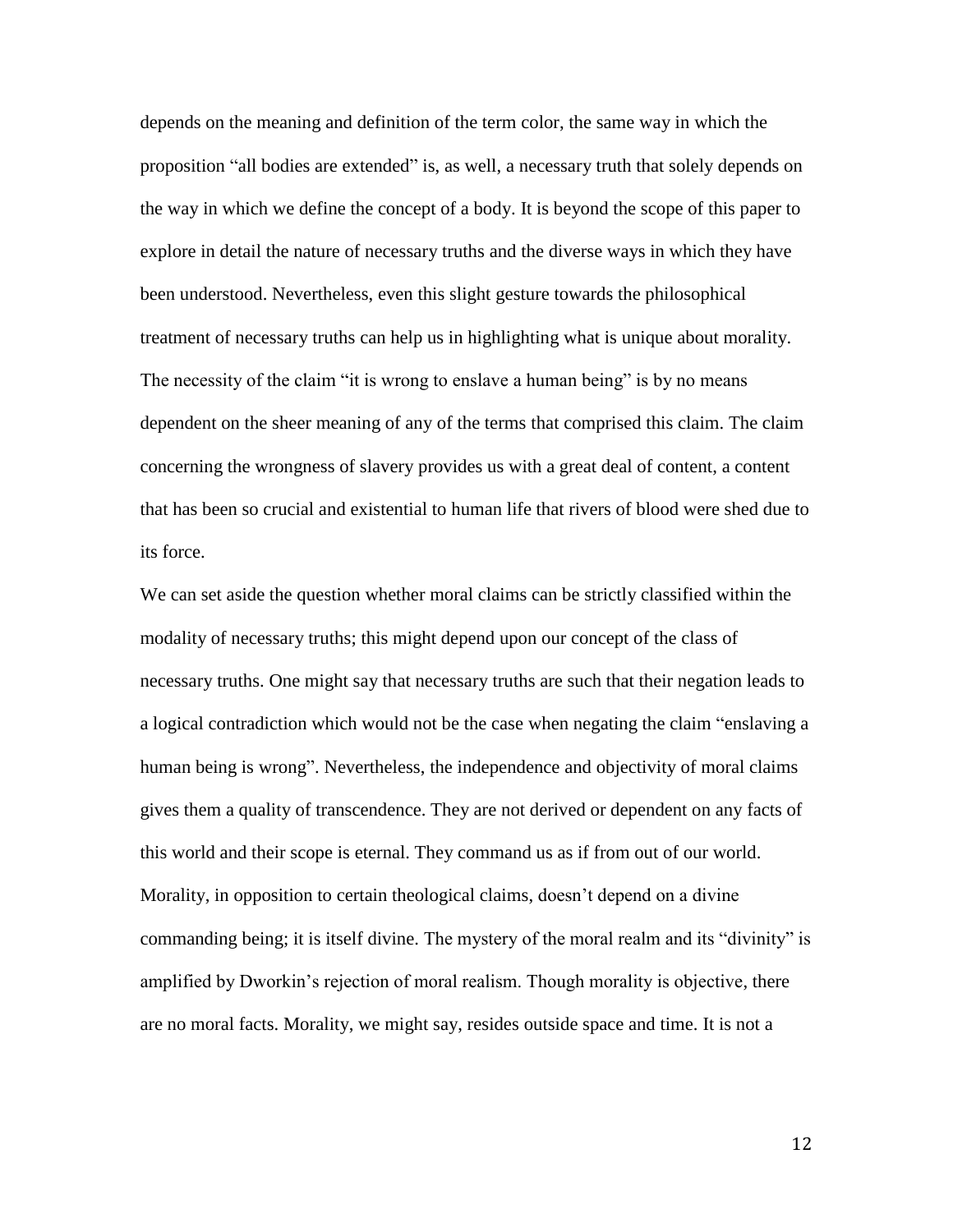depends on the meaning and definition of the term color, the same way in which the proposition "all bodies are extended" is, as well, a necessary truth that solely depends on the way in which we define the concept of a body. It is beyond the scope of this paper to explore in detail the nature of necessary truths and the diverse ways in which they have been understood. Nevertheless, even this slight gesture towards the philosophical treatment of necessary truths can help us in highlighting what is unique about morality. The necessity of the claim "it is wrong to enslave a human being" is by no means dependent on the sheer meaning of any of the terms that comprised this claim. The claim concerning the wrongness of slavery provides us with a great deal of content, a content that has been so crucial and existential to human life that rivers of blood were shed due to its force.

We can set aside the question whether moral claims can be strictly classified within the modality of necessary truths; this might depend upon our concept of the class of necessary truths. One might say that necessary truths are such that their negation leads to a logical contradiction which would not be the case when negating the claim "enslaving a human being is wrong". Nevertheless, the independence and objectivity of moral claims gives them a quality of transcendence. They are not derived or dependent on any facts of this world and their scope is eternal. They command us as if from out of our world. Morality, in opposition to certain theological claims, doesn't depend on a divine commanding being; it is itself divine. The mystery of the moral realm and its "divinity" is amplified by Dworkin's rejection of moral realism. Though morality is objective, there are no moral facts. Morality, we might say, resides outside space and time. It is not a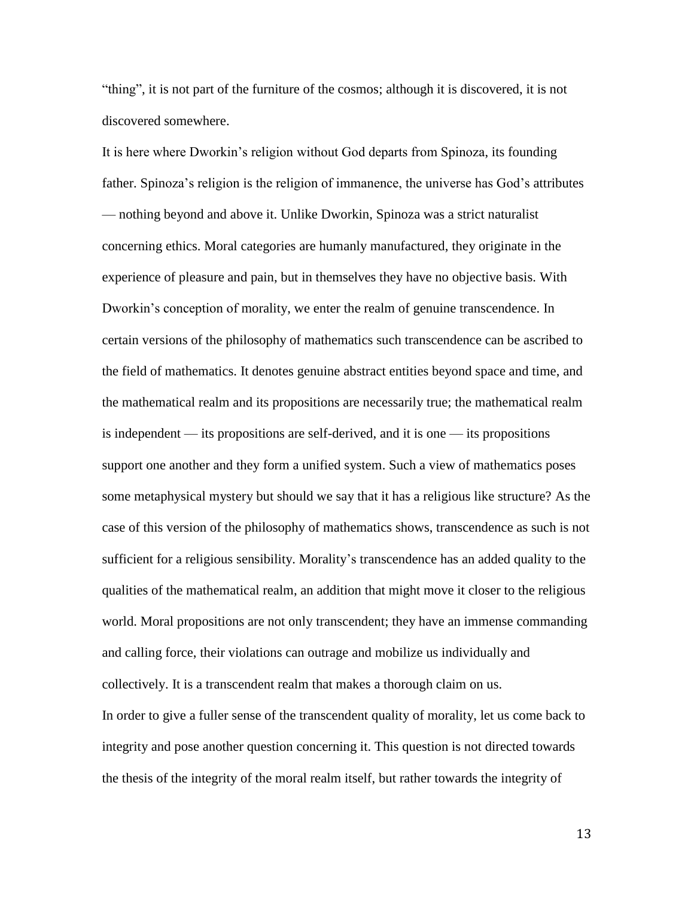"thing", it is not part of the furniture of the cosmos; although it is discovered, it is not discovered somewhere.

It is here where Dworkin's religion without God departs from Spinoza, its founding father. Spinoza's religion is the religion of immanence, the universe has God's attributes — nothing beyond and above it. Unlike Dworkin, Spinoza was a strict naturalist concerning ethics. Moral categories are humanly manufactured, they originate in the experience of pleasure and pain, but in themselves they have no objective basis. With Dworkin's conception of morality, we enter the realm of genuine transcendence. In certain versions of the philosophy of mathematics such transcendence can be ascribed to the field of mathematics. It denotes genuine abstract entities beyond space and time, and the mathematical realm and its propositions are necessarily true; the mathematical realm is independent — its propositions are self-derived, and it is one — its propositions support one another and they form a unified system. Such a view of mathematics poses some metaphysical mystery but should we say that it has a religious like structure? As the case of this version of the philosophy of mathematics shows, transcendence as such is not sufficient for a religious sensibility. Morality's transcendence has an added quality to the qualities of the mathematical realm, an addition that might move it closer to the religious world. Moral propositions are not only transcendent; they have an immense commanding and calling force, their violations can outrage and mobilize us individually and collectively. It is a transcendent realm that makes a thorough claim on us.

In order to give a fuller sense of the transcendent quality of morality, let us come back to integrity and pose another question concerning it. This question is not directed towards the thesis of the integrity of the moral realm itself, but rather towards the integrity of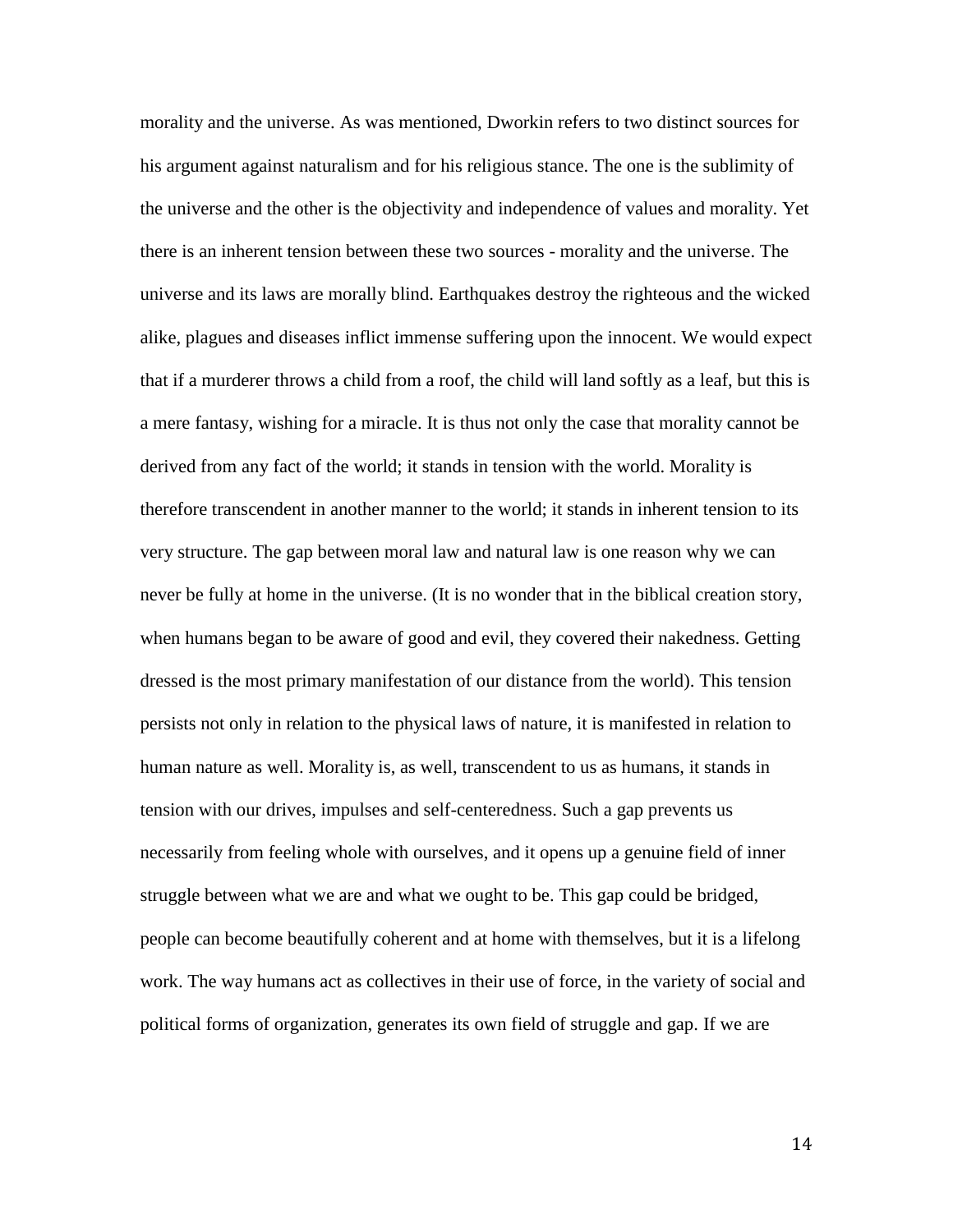morality and the universe. As was mentioned, Dworkin refers to two distinct sources for his argument against naturalism and for his religious stance. The one is the sublimity of the universe and the other is the objectivity and independence of values and morality. Yet there is an inherent tension between these two sources - morality and the universe. The universe and its laws are morally blind. Earthquakes destroy the righteous and the wicked alike, plagues and diseases inflict immense suffering upon the innocent. We would expect that if a murderer throws a child from a roof, the child will land softly as a leaf, but this is a mere fantasy, wishing for a miracle. It is thus not only the case that morality cannot be derived from any fact of the world; it stands in tension with the world. Morality is therefore transcendent in another manner to the world; it stands in inherent tension to its very structure. The gap between moral law and natural law is one reason why we can never be fully at home in the universe. (It is no wonder that in the biblical creation story, when humans began to be aware of good and evil, they covered their nakedness. Getting dressed is the most primary manifestation of our distance from the world). This tension persists not only in relation to the physical laws of nature, it is manifested in relation to human nature as well. Morality is, as well, transcendent to us as humans, it stands in tension with our drives, impulses and self-centeredness. Such a gap prevents us necessarily from feeling whole with ourselves, and it opens up a genuine field of inner struggle between what we are and what we ought to be. This gap could be bridged, people can become beautifully coherent and at home with themselves, but it is a lifelong work. The way humans act as collectives in their use of force, in the variety of social and political forms of organization, generates its own field of struggle and gap. If we are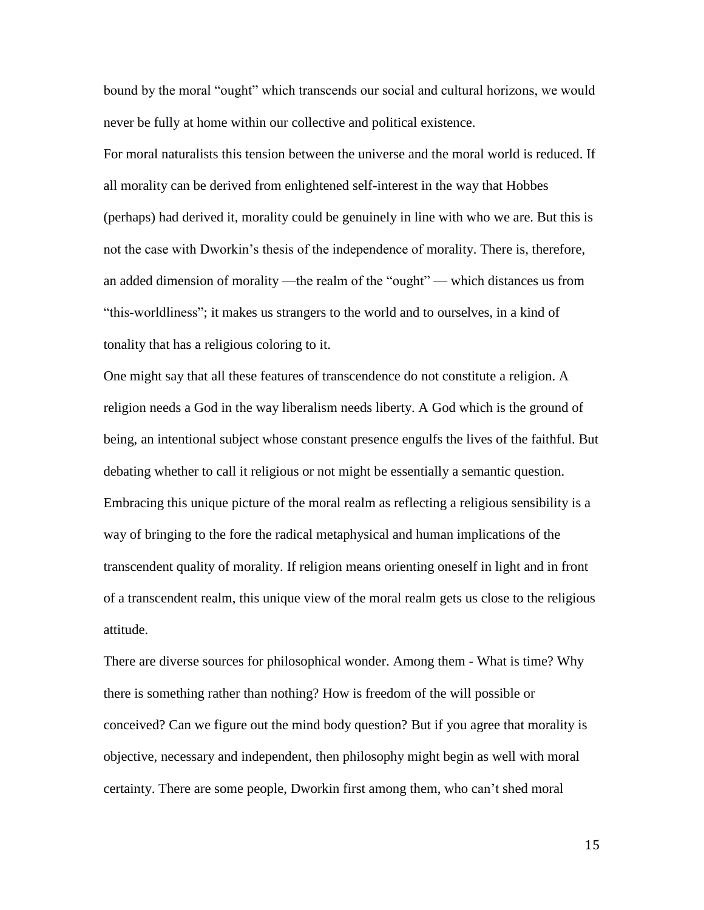bound by the moral "ought" which transcends our social and cultural horizons, we would never be fully at home within our collective and political existence.

For moral naturalists this tension between the universe and the moral world is reduced. If all morality can be derived from enlightened self-interest in the way that Hobbes (perhaps) had derived it, morality could be genuinely in line with who we are. But this is not the case with Dworkin's thesis of the independence of morality. There is, therefore, an added dimension of morality —the realm of the "ought" — which distances us from "this-worldliness"; it makes us strangers to the world and to ourselves, in a kind of tonality that has a religious coloring to it.

One might say that all these features of transcendence do not constitute a religion. A religion needs a God in the way liberalism needs liberty. A God which is the ground of being, an intentional subject whose constant presence engulfs the lives of the faithful. But debating whether to call it religious or not might be essentially a semantic question. Embracing this unique picture of the moral realm as reflecting a religious sensibility is a way of bringing to the fore the radical metaphysical and human implications of the transcendent quality of morality. If religion means orienting oneself in light and in front of a transcendent realm, this unique view of the moral realm gets us close to the religious attitude.

There are diverse sources for philosophical wonder. Among them - What is time? Why there is something rather than nothing? How is freedom of the will possible or conceived? Can we figure out the mind body question? But if you agree that morality is objective, necessary and independent, then philosophy might begin as well with moral certainty. There are some people, Dworkin first among them, who can't shed moral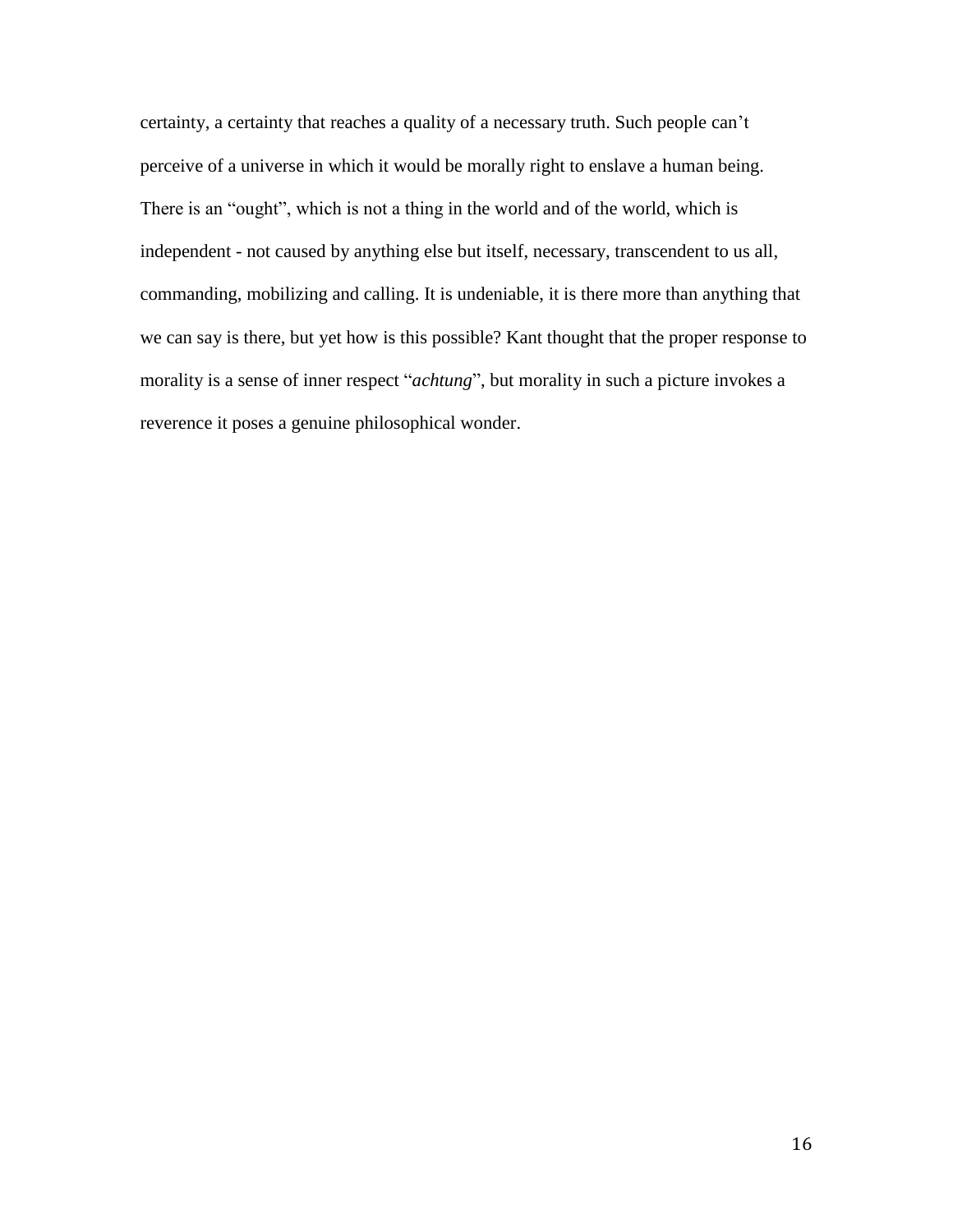certainty, a certainty that reaches a quality of a necessary truth. Such people can't perceive of a universe in which it would be morally right to enslave a human being. There is an "ought", which is not a thing in the world and of the world, which is independent - not caused by anything else but itself, necessary, transcendent to us all, commanding, mobilizing and calling. It is undeniable, it is there more than anything that we can say is there, but yet how is this possible? Kant thought that the proper response to morality is a sense of inner respect "*achtung*", but morality in such a picture invokes a reverence it poses a genuine philosophical wonder.